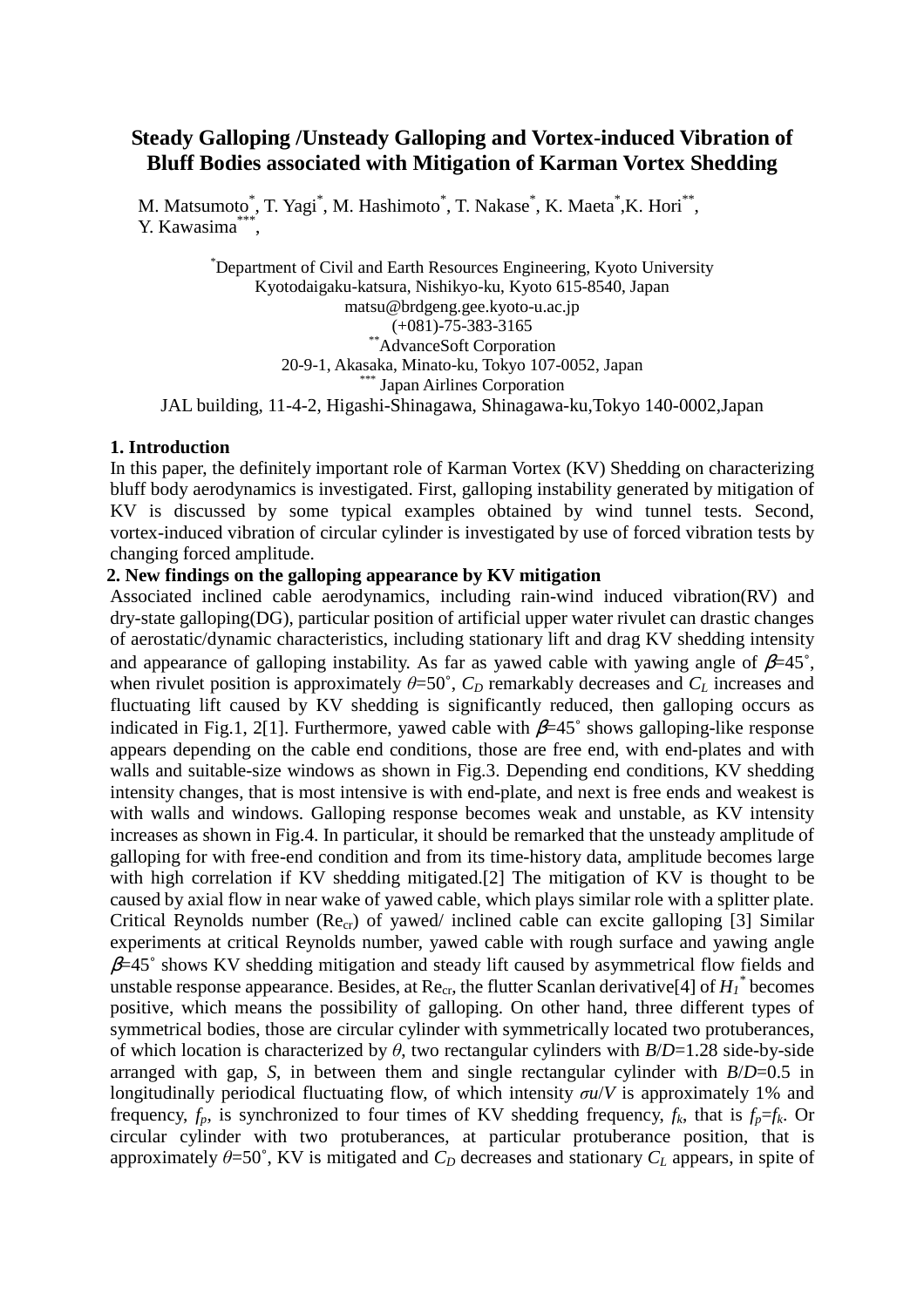# Steady Galloping /Unsteady Galloping and Vortex-induced Vibration of Bluff Bodies associated with Mitigation of Karman Vortex Shedding

M. Matsumoto[*], T. Yagi[*], M. Hashimoto[*], T. Nakase[*], K. Maeta[*],K. Hori[**], Y. Kawasima[***],

[*]Department of Civil and Earth Resources Engineering, Kyoto University
Kyotodaigaku-katsura, Nishikyo-ku, Kyoto 615-8540, Japan
matsu@brdgeng.gee.kyoto-u.ac.jp
(+081)-75-383-3165
[**]AdvanceSoft Corporation
20-9-1, Akasaka, Minato-ku, Tokyo 107-0052, Japan
[***] Japan Airlines Corporation
JAL building, 11-4-2, Higashi-Shinagawa, Shinagawa-ku,Tokyo 140-0002,Japan

## 1. Introduction

In this paper, the definitely important role of Karman Vortex (KV) Shedding on characterizing bluff body aerodynamics is investigated. First, galloping instability generated by mitigation of KV is discussed by some typical examples obtained by wind tunnel tests. Second, vortex-induced vibration of circular cylinder is investigated by use of forced vibration tests by changing forced amplitude.

## 2. New findings on the galloping appearance by KV mitigation

Associated inclined cable aerodynamics, including rain-wind induced vibration(RV) and dry-state galloping(DG), particular position of artificial upper water rivulet can drastic changes of aerostatic/dynamic characteristics, including stationary lift and drag KV shedding intensity and appearance of galloping instability. As far as yawed cable with yawing angle of $\beta$=45˚, when rivulet position is approximately $\theta$=50˚, $C_D$ remarkably decreases and $C_L$ increases and fluctuating lift caused by KV shedding is significantly reduced, then galloping occurs as indicated in Fig.1, 2[1]. Furthermore, yawed cable with $\beta$=45˚ shows galloping-like response appears depending on the cable end conditions, those are free end, with end-plates and with walls and suitable-size windows as shown in Fig.3. Depending end conditions, KV shedding intensity changes, that is most intensive is with end-plate, and next is free ends and weakest is with walls and windows. Galloping response becomes weak and unstable, as KV intensity increases as shown in Fig.4. In particular, it should be remarked that the unsteady amplitude of galloping for with free-end condition and from its time-history data, amplitude becomes large with high correlation if KV shedding mitigated.[2] The mitigation of KV is thought to be caused by axial flow in near wake of yawed cable, which plays similar role with a splitter plate. Critical Reynolds number ($Re_{cr}$) of yawed/ inclined cable can excite galloping [3] Similar experiments at critical Reynolds number, yawed cable with rough surface and yawing angle $\beta$=45˚ shows KV shedding mitigation and steady lift caused by asymmetrical flow fields and unstable response appearance. Besides, at $Re_{cr}$, the flutter Scanlan derivative[4] of $H_1^*$ becomes positive, which means the possibility of galloping. On other hand, three different types of symmetrical bodies, those are circular cylinder with symmetrically located two protuberances, of which location is characterized by $\theta$, two rectangular cylinders with $B/D$=1.28 side-by-side arranged with gap, $S$, in between them and single rectangular cylinder with $B/D$=0.5 in longitudinally periodical fluctuating flow, of which intensity $\sigma u/V$ is approximately 1% and frequency, $f_p$, is synchronized to four times of KV shedding frequency, $f_k$, that is $f_p$=$f_k$. Or circular cylinder with two protuberances, at particular protuberance position, that is approximately $\theta$=50˚, KV is mitigated and $C_D$ decreases and stationary $C_L$ appears, in spite of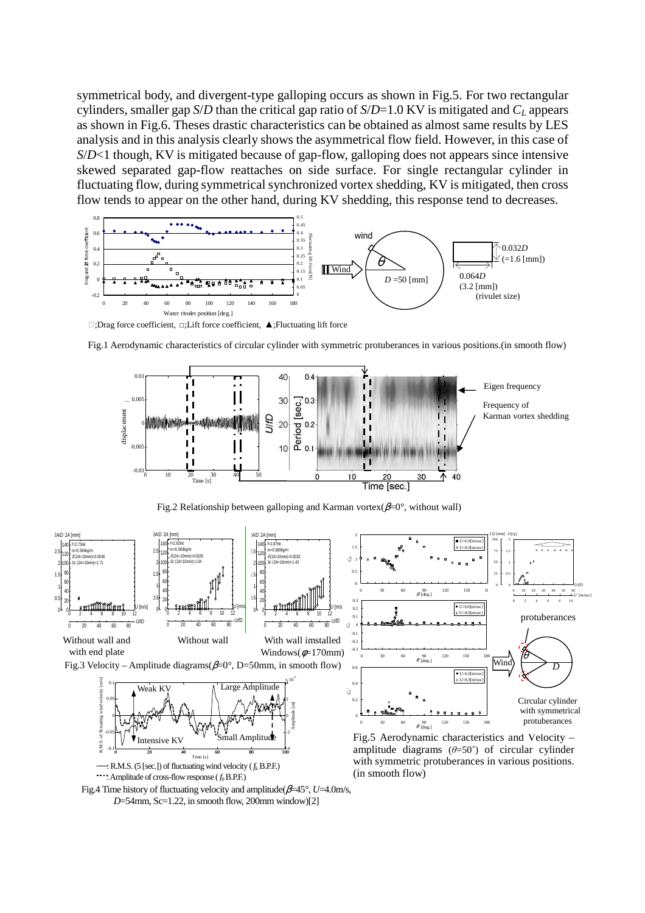symmetrical body, and divergent-type galloping occurs as shown in Fig.5. For two rectangular cylinders, smaller gap $S/D$ than the critical gap ratio of $S/D$=1.0 KV is mitigated and $C_L$ appears as shown in Fig.6. Theses drastic characteristics can be obtained as almost same results by LES analysis and in this analysis clearly shows the asymmetrical flow field. However, in this case of $S/D$<1 though, KV is mitigated because of gap-flow, galloping does not appears since intensive skewed separated gap-flow reattaches on side surface. For single rectangular cylinder in fluctuating flow, during symmetrical synchronized vortex shedding, KV is mitigated, then cross flow tends to appear on the other hand, during KV shedding, this response tend to decreases.

□;Drag force coefficient, □;Lift force coefficient, ▲;Fluctuating lift force

Fig.1 Aerodynamic characteristics of circular cylinder with symmetric protuberances in various positions.(in smooth flow)

Fig.2 Relationship between galloping and Karman vortex($\beta$=0°, without wall)

Without wall and with end plate — Without wall — With wall imstalled Windows($\phi$=170mm)

Fig.3 Velocity – Amplitude diagrams($\beta$=0°, D=50mm, in smooth flow)

Fig.4 Time history of fluctuating velocity and amplitude($\beta$=45°, $U$=4.0m/s, $D$=54mm, Sc=1.22, in smooth flow, 200mm window)[2]

Fig.5 Aerodynamic characteristics and Velocity – amplitude diagrams ($\theta$=50°) of circular cylinder with symmetric protuberances in various positions. (in smooth flow)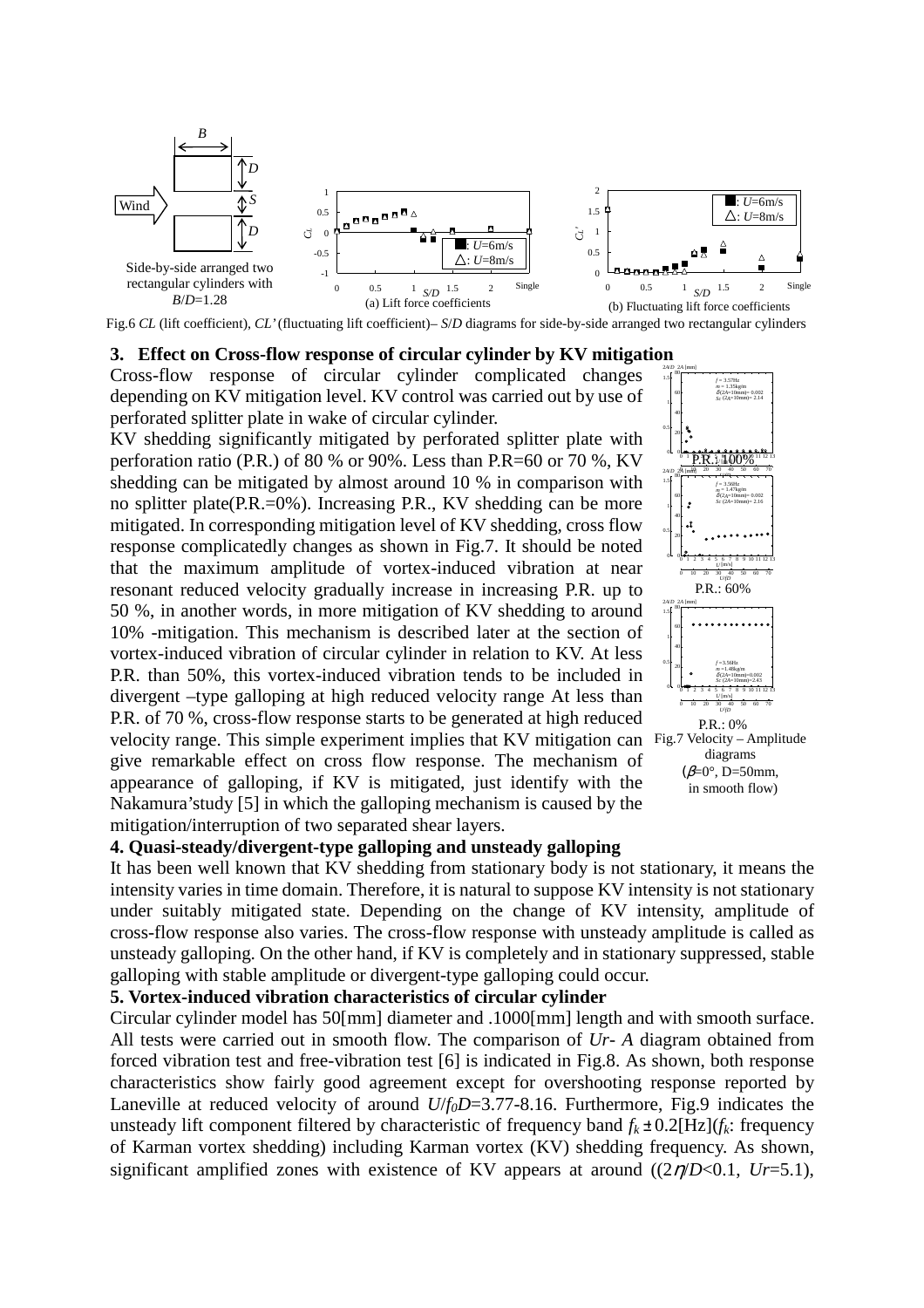Fig.6 *CL* (lift coefficient), *CL'* (fluctuating lift coefficient)– *S/D* diagrams for side-by-side arranged two rectangular cylinders

## 3. Effect on Cross-flow response of circular cylinder by KV mitigation

Cross-flow response of circular cylinder complicated changes depending on KV mitigation level. KV control was carried out by use of perforated splitter plate in wake of circular cylinder.

KV shedding significantly mitigated by perforated splitter plate with perforation ratio (P.R.) of 80 % or 90%. Less than P.R=60 or 70 %, KV shedding can be mitigated by almost around 10 % in comparison with no splitter plate(P.R.=0%). Increasing P.R., KV shedding can be more mitigated. In corresponding mitigation level of KV shedding, cross flow response complicatedly changes as shown in Fig.7. It should be noted that the maximum amplitude of vortex-induced vibration at near resonant reduced velocity gradually increase in increasing P.R. up to 50 %, in another words, in more mitigation of KV shedding to around 10% -mitigation. This mechanism is described later at the section of vortex-induced vibration of circular cylinder in relation to KV. At less P.R. than 50%, this vortex-induced vibration tends to be included in divergent –type galloping at high reduced velocity range At less than P.R. of 70 %, cross-flow response starts to be generated at high reduced velocity range. This simple experiment implies that KV mitigation can give remarkable effect on cross flow response. The mechanism of appearance of galloping, if KV is mitigated, just identify with the Nakamura'study [5] in which the galloping mechanism is caused by the mitigation/interruption of two separated shear layers.

Fig.7 Velocity – Amplitude diagrams ($\beta$=0°, D=50mm, in smooth flow)

## 4. Quasi-steady/divergent-type galloping and unsteady galloping

It has been well known that KV shedding from stationary body is not stationary, it means the intensity varies in time domain. Therefore, it is natural to suppose KV intensity is not stationary under suitably mitigated state. Depending on the change of KV intensity, amplitude of cross-flow response also varies. The cross-flow response with unsteady amplitude is called as unsteady galloping. On the other hand, if KV is completely and in stationary suppressed, stable galloping with stable amplitude or divergent-type galloping could occur.

## 5. Vortex-induced vibration characteristics of circular cylinder

Circular cylinder model has 50[mm] diameter and .1000[mm] length and with smooth surface. All tests were carried out in smooth flow. The comparison of *Ur- A* diagram obtained from forced vibration test and free-vibration test [6] is indicated in Fig.8. As shown, both response characteristics show fairly good agreement except for overshooting response reported by Laneville at reduced velocity of around $U/f_0D$=3.77-8.16. Furthermore, Fig.9 indicates the unsteady lift component filtered by characteristic of frequency band $f_k \pm 0.2$[Hz]($f_k$: frequency of Karman vortex shedding) including Karman vortex (KV) shedding frequency. As shown, significant amplified zones with existence of KV appears at around (($2\eta/D$<0.1, $Ur$=5.1),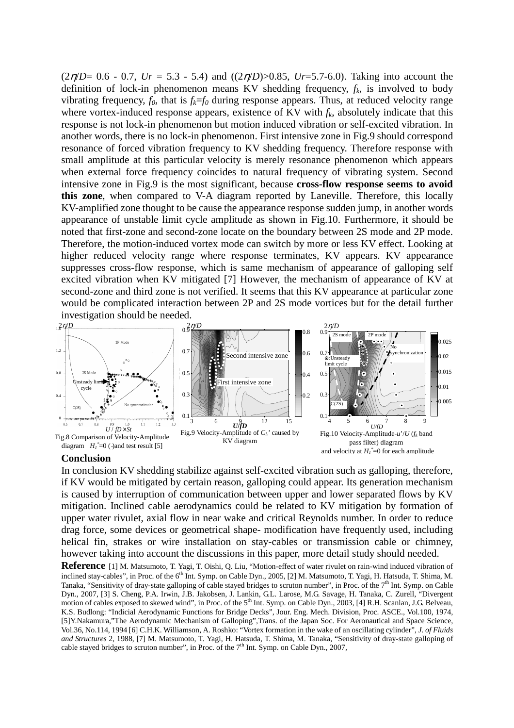($2\eta/D$= 0.6 - 0.7, $Ur$ = 5.3 - 5.4) and (($2\eta/D$)>0.85, $Ur$=5.7-6.0). Taking into account the definition of lock-in phenomenon means KV shedding frequency, $f_k$, is involved to body vibrating frequency, $f_0$, that is $f_k$=$f_0$ during response appears. Thus, at reduced velocity range where vortex-induced response appears, existence of KV with $f_k$, absolutely indicate that this response is not lock-in phenomenon but motion induced vibration or self-excited vibration. In another words, there is no lock-in phenomenon. First intensive zone in Fig.9 should correspond resonance of forced vibration frequency to KV shedding frequency. Therefore response with small amplitude at this particular velocity is merely resonance phenomenon which appears when external force frequency coincides to natural frequency of vibrating system. Second intensive zone in Fig.9 is the most significant, because **cross-flow response seems to avoid this zone**, when compared to V-A diagram reported by Laneville. Therefore, this locally KV-amplified zone thought to be cause the appearance response sudden jump, in another words appearance of unstable limit cycle amplitude as shown in Fig.10. Furthermore, it should be noted that first-zone and second-zone locate on the boundary between 2S mode and 2P mode. Therefore, the motion-induced vortex mode can switch by more or less KV effect. Looking at higher reduced velocity range where response terminates, KV appears. KV appearance suppresses cross-flow response, which is same mechanism of appearance of galloping self excited vibration when KV mitigated [7] However, the mechanism of appearance of KV at second-zone and third zone is not verified. It seems that this KV appearance at particular zone would be complicated interaction between 2P and 2S mode vortices but for the detail further investigation should be needed.

$2\eta/D$
2P Mode
2S Mode
Unsteady limit cycle
C(2S)
No synchronization
$U$ / $fD\times St$

Fig.8 Comparison of Velocity-Amplitude diagram $H_1^*$=0 (·)and test result [5]

$2\eta/D$
Second intensive zone
First intensive zone
$U/fD$

Fig.9 Velocity-Amplitude of $C_L$' caused by KV diagram

$2\eta/D$
2S mode
2P mode
No synchronization
:Unsteady limit cycle
C(2S)
$U/fD$

Fig.10 Velocity-Amplitude-$u$'/$U$ ($f_k$ band pass filter) diagram and velocity at $H_1^*$=0 for each amplitude

## Conclusion

In conclusion KV shedding stabilize against self-excited vibration such as galloping, therefore, if KV would be mitigated by certain reason, galloping could appear. Its generation mechanism is caused by interruption of communication between upper and lower separated flows by KV mitigation. Inclined cable aerodynamics could be related to KV mitigation by formation of upper water rivulet, axial flow in near wake and critical Reynolds number. In order to reduce drag force, some devices or geometrical shape- modification have frequently used, including helical fin, strakes or wire installation on stay-cables or transmission cable or chimney, however taking into account the discussions in this paper, more detail study should needed.

**Reference** [1] M. Matsumoto, T. Yagi, T. Oishi, Q. Liu, "Motion-effect of water rivulet on rain-wind induced vibration of inclined stay-cables", in Proc. of the 6th Int. Symp. on Cable Dyn., 2005, [2] M. Matsumoto, T. Yagi, H. Hatsuda, T. Shima, M. Tanaka, "Sensitivity of dray-state galloping of cable stayed bridges to scruton number", in Proc. of the 7th Int. Symp. on Cable Dyn., 2007, [3] S. Cheng, P.A. Irwin, J.B. Jakobsen, J. Lankin, G.L. Larose, M.G. Savage, H. Tanaka, C. Zurell, "Divergent motion of cables exposed to skewed wind", in Proc. of the 5th Int. Symp. on Cable Dyn., 2003, [4] R.H. Scanlan, J.G. Belveau, K.S. Budlong: "Indicial Aerodynamic Functions for Bridge Decks", Jour. Eng. Mech. Division, Proc. ASCE., Vol.100, 1974, [5]Y.Nakamura,"The Aerodynamic Mechanism of Galloping",Trans. of the Japan Soc. For Aeronautical and Space Science, Vol.36, No.114, 1994 [6] C.H.K. Williamson, A. Roshko: "Vortex formation in the wake of an oscillating cylinder", *J. of Fluids and Structures* 2, 1988, [7] M. Matsumoto, T. Yagi, H. Hatsuda, T. Shima, M. Tanaka, "Sensitivity of dray-state galloping of cable stayed bridges to scruton number", in Proc. of the 7th Int. Symp. on Cable Dyn., 2007,